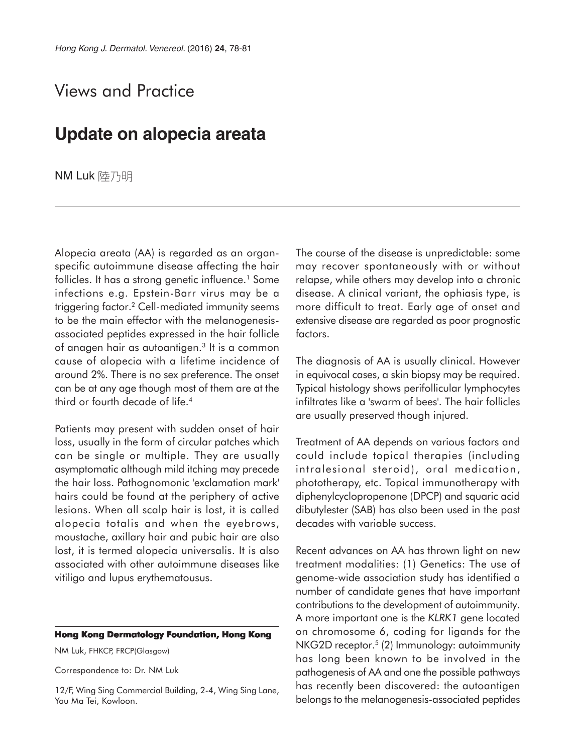Views and Practice

# Update on alopecia areata

NM Luk 陸乃明

Alopecia areata (AA) is regarded as an organ-specific autoimmune disease affecting the hair follicles. It has a strong genetic influence.[1] Some infections e.g. Epstein-Barr virus may be a triggering factor.[2] Cell-mediated immunity seems to be the main effector with the melanogenesis-associated peptides expressed in the hair follicle of anagen hair as autoantigen.[3] It is a common cause of alopecia with a lifetime incidence of around 2%. There is no sex preference. The onset can be at any age though most of them are at the third or fourth decade of life.[4]

Patients may present with sudden onset of hair loss, usually in the form of circular patches which can be single or multiple. They are usually asymptomatic although mild itching may precede the hair loss. Pathognomonic 'exclamation mark' hairs could be found at the periphery of active lesions. When all scalp hair is lost, it is called alopecia totalis and when the eyebrows, moustache, axillary hair and pubic hair are also lost, it is termed alopecia universalis. It is also associated with other autoimmune diseases like vitiligo and lupus erythematousus.

**Hong Kong Dermatology Foundation, Hong Kong**

NM Luk, FHKCP, FRCP(Glasgow)

Correspondence to: Dr. NM Luk

12/F, Wing Sing Commercial Building, 2-4, Wing Sing Lane, Yau Ma Tei, Kowloon.

The course of the disease is unpredictable: some may recover spontaneously with or without relapse, while others may develop into a chronic disease. A clinical variant, the ophiasis type, is more difficult to treat. Early age of onset and extensive disease are regarded as poor prognostic factors.

The diagnosis of AA is usually clinical. However in equivocal cases, a skin biopsy may be required. Typical histology shows perifollicular lymphocytes infiltrates like a 'swarm of bees'. The hair follicles are usually preserved though injured.

Treatment of AA depends on various factors and could include topical therapies (including intralesional steroid), oral medication, phototherapy, etc. Topical immunotherapy with diphenylcyclopropenone (DPCP) and squaric acid dibutylester (SAB) has also been used in the past decades with variable success.

Recent advances on AA has thrown light on new treatment modalities: (1) Genetics: The use of genome-wide association study has identified a number of candidate genes that have important contributions to the development of autoimmunity. A more important one is the *KLRK1* gene located on chromosome 6, coding for ligands for the NKG2D receptor.[5] (2) Immunology: autoimmunity has long been known to be involved in the pathogenesis of AA and one the possible pathways has recently been discovered: the autoantigen belongs to the melanogenesis-associated peptides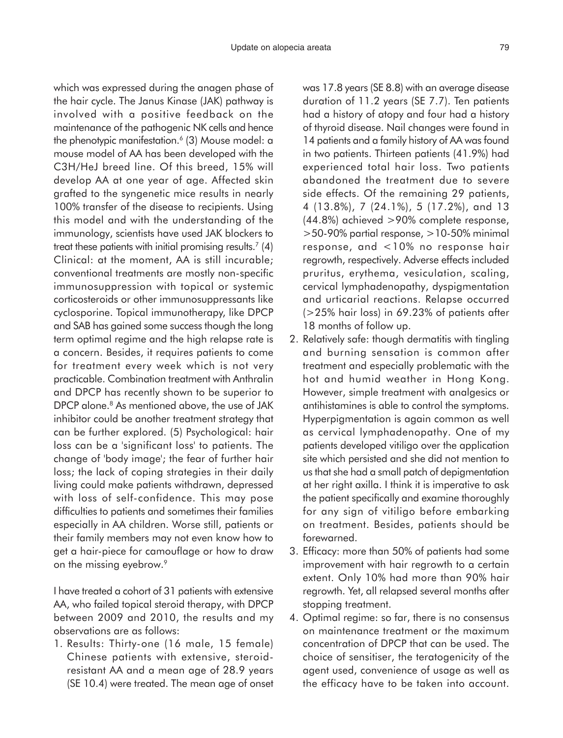which was expressed during the anagen phase of the hair cycle. The Janus Kinase (JAK) pathway is involved with a positive feedback on the maintenance of the pathogenic NK cells and hence the phenotypic manifestation.[6] (3) Mouse model: a mouse model of AA has been developed with the C3H/HeJ breed line. Of this breed, 15% will develop AA at one year of age. Affected skin grafted to the syngenetic mice results in nearly 100% transfer of the disease to recipients. Using this model and with the understanding of the immunology, scientists have used JAK blockers to treat these patients with initial promising results.[7] (4) Clinical: at the moment, AA is still incurable; conventional treatments are mostly non-specific immunosuppression with topical or systemic corticosteroids or other immunosuppressants like cyclosporine. Topical immunotherapy, like DPCP and SAB has gained some success though the long term optimal regime and the high relapse rate is a concern. Besides, it requires patients to come for treatment every week which is not very practicable. Combination treatment with Anthralin and DPCP has recently shown to be superior to DPCP alone.[8] As mentioned above, the use of JAK inhibitor could be another treatment strategy that can be further explored. (5) Psychological: hair loss can be a 'significant loss' to patients. The change of 'body image'; the fear of further hair loss; the lack of coping strategies in their daily living could make patients withdrawn, depressed with loss of self-confidence. This may pose difficulties to patients and sometimes their families especially in AA children. Worse still, patients or their family members may not even know how to get a hair-piece for camouflage or how to draw on the missing eyebrow.[9]

I have treated a cohort of 31 patients with extensive AA, who failed topical steroid therapy, with DPCP between 2009 and 2010, the results and my observations are as follows:

1. Results: Thirty-one (16 male, 15 female) Chinese patients with extensive, steroid-resistant AA and a mean age of 28.9 years (SE 10.4) were treated. The mean age of onset was 17.8 years (SE 8.8) with an average disease duration of 11.2 years (SE 7.7). Ten patients had a history of atopy and four had a history of thyroid disease. Nail changes were found in 14 patients and a family history of AA was found in two patients. Thirteen patients (41.9%) had experienced total hair loss. Two patients abandoned the treatment due to severe side effects. Of the remaining 29 patients, 4 (13.8%), 7 (24.1%), 5 (17.2%), and 13 (44.8%) achieved >90% complete response, >50-90% partial response, >10-50% minimal response, and <10% no response hair regrowth, respectively. Adverse effects included pruritus, erythema, vesiculation, scaling, cervical lymphadenopathy, dyspigmentation and urticarial reactions. Relapse occurred (>25% hair loss) in 69.23% of patients after 18 months of follow up.
2. Relatively safe: though dermatitis with tingling and burning sensation is common after treatment and especially problematic with the hot and humid weather in Hong Kong. However, simple treatment with analgesics or antihistamines is able to control the symptoms. Hyperpigmentation is again common as well as cervical lymphadenopathy. One of my patients developed vitiligo over the application site which persisted and she did not mention to us that she had a small patch of depigmentation at her right axilla. I think it is imperative to ask the patient specifically and examine thoroughly for any sign of vitiligo before embarking on treatment. Besides, patients should be forewarned.
3. Efficacy: more than 50% of patients had some improvement with hair regrowth to a certain extent. Only 10% had more than 90% hair regrowth. Yet, all relapsed several months after stopping treatment.
4. Optimal regime: so far, there is no consensus on maintenance treatment or the maximum concentration of DPCP that can be used. The choice of sensitiser, the teratogenicity of the agent used, convenience of usage as well as the efficacy have to be taken into account.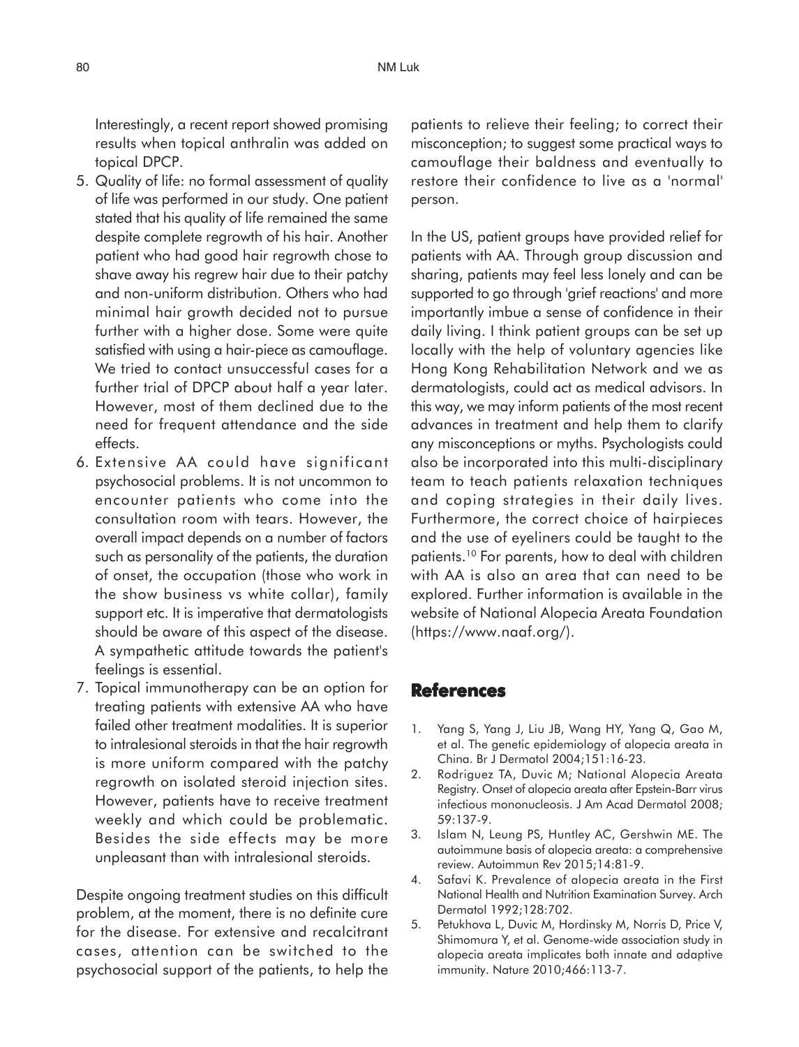Interestingly, a recent report showed promising results when topical anthralin was added on topical DPCP.

5. Quality of life: no formal assessment of quality of life was performed in our study. One patient stated that his quality of life remained the same despite complete regrowth of his hair. Another patient who had good hair regrowth chose to shave away his regrew hair due to their patchy and non-uniform distribution. Others who had minimal hair growth decided not to pursue further with a higher dose. Some were quite satisfied with using a hair-piece as camouflage. We tried to contact unsuccessful cases for a further trial of DPCP about half a year later. However, most of them declined due to the need for frequent attendance and the side effects.
6. Extensive AA could have significant psychosocial problems. It is not uncommon to encounter patients who come into the consultation room with tears. However, the overall impact depends on a number of factors such as personality of the patients, the duration of onset, the occupation (those who work in the show business vs white collar), family support etc. It is imperative that dermatologists should be aware of this aspect of the disease. A sympathetic attitude towards the patient's feelings is essential.
7. Topical immunotherapy can be an option for treating patients with extensive AA who have failed other treatment modalities. It is superior to intralesional steroids in that the hair regrowth is more uniform compared with the patchy regrowth on isolated steroid injection sites. However, patients have to receive treatment weekly and which could be problematic. Besides the side effects may be more unpleasant than with intralesional steroids.

Despite ongoing treatment studies on this difficult problem, at the moment, there is no definite cure for the disease. For extensive and recalcitrant cases, attention can be switched to the psychosocial support of the patients, to help the patients to relieve their feeling; to correct their misconception; to suggest some practical ways to camouflage their baldness and eventually to restore their confidence to live as a 'normal' person.

In the US, patient groups have provided relief for patients with AA. Through group discussion and sharing, patients may feel less lonely and can be supported to go through 'grief reactions' and more importantly imbue a sense of confidence in their daily living. I think patient groups can be set up locally with the help of voluntary agencies like Hong Kong Rehabilitation Network and we as dermatologists, could act as medical advisors. In this way, we may inform patients of the most recent advances in treatment and help them to clarify any misconceptions or myths. Psychologists could also be incorporated into this multi-disciplinary team to teach patients relaxation techniques and coping strategies in their daily lives. Furthermore, the correct choice of hairpieces and the use of eyeliners could be taught to the patients.[10] For parents, how to deal with children with AA is also an area that can need to be explored. Further information is available in the website of National Alopecia Areata Foundation (https://www.naaf.org/).

## References

1. Yang S, Yang J, Liu JB, Wang HY, Yang Q, Gao M, et al. The genetic epidemiology of alopecia areata in China. Br J Dermatol 2004;151:16-23.
2. Rodriguez TA, Duvic M; National Alopecia Areata Registry. Onset of alopecia areata after Epstein-Barr virus infectious mononucleosis. J Am Acad Dermatol 2008; 59:137-9.
3. Islam N, Leung PS, Huntley AC, Gershwin ME. The autoimmune basis of alopecia areata: a comprehensive review. Autoimmun Rev 2015;14:81-9.
4. Safavi K. Prevalence of alopecia areata in the First National Health and Nutrition Examination Survey. Arch Dermatol 1992;128:702.
5. Petukhova L, Duvic M, Hordinsky M, Norris D, Price V, Shimomura Y, et al. Genome-wide association study in alopecia areata implicates both innate and adaptive immunity. Nature 2010;466:113-7.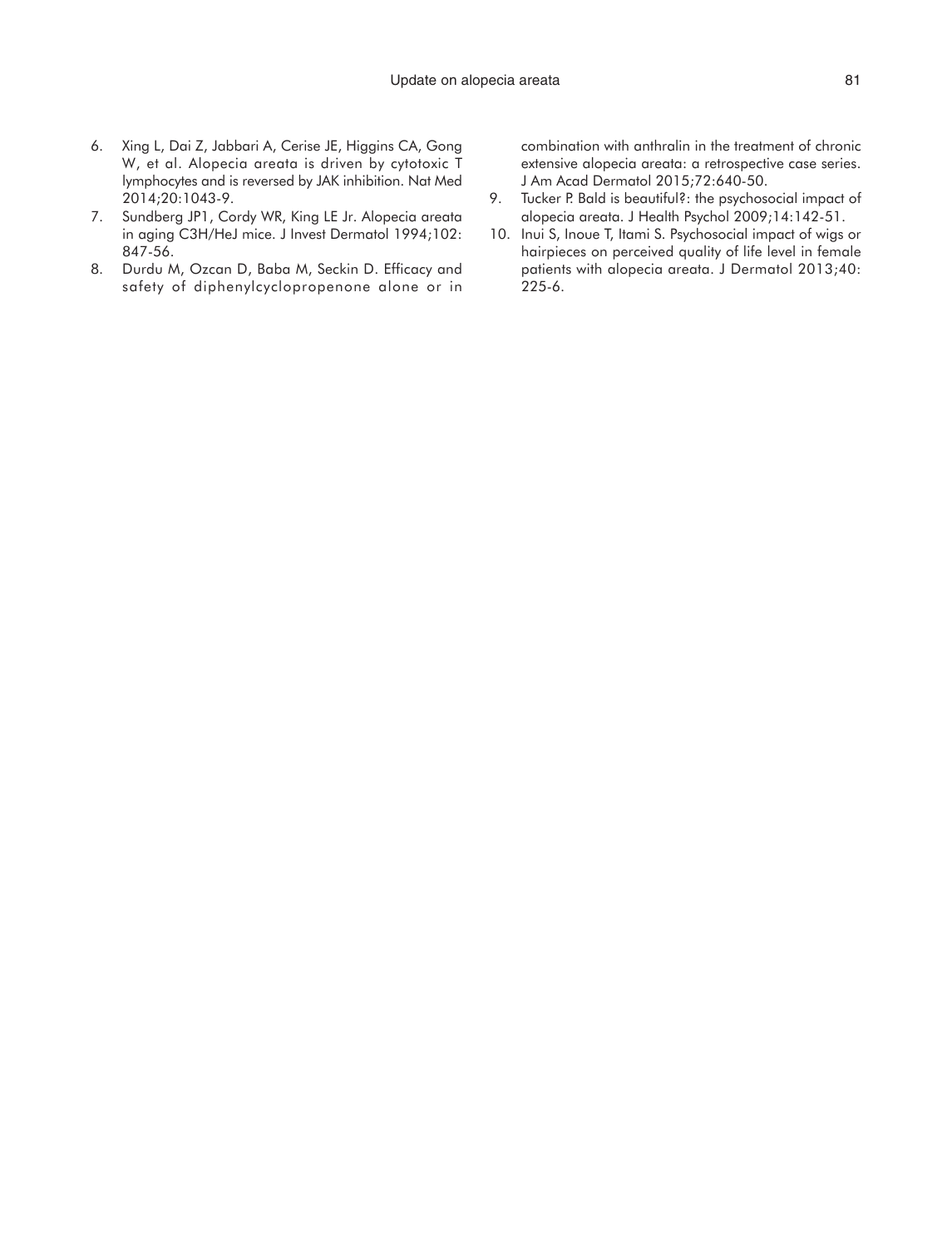6. Xing L, Dai Z, Jabbari A, Cerise JE, Higgins CA, Gong W, et al. Alopecia areata is driven by cytotoxic T lymphocytes and is reversed by JAK inhibition. Nat Med 2014;20:1043-9.
7. Sundberg JP1, Cordy WR, King LE Jr. Alopecia areata in aging C3H/HeJ mice. J Invest Dermatol 1994;102: 847-56.
8. Durdu M, Ozcan D, Baba M, Seckin D. Efficacy and safety of diphenylcyclopropenone alone or in combination with anthralin in the treatment of chronic extensive alopecia areata: a retrospective case series. J Am Acad Dermatol 2015;72:640-50.
9. Tucker P. Bald is beautiful?: the psychosocial impact of alopecia areata. J Health Psychol 2009;14:142-51.
10. Inui S, Inoue T, Itami S. Psychosocial impact of wigs or hairpieces on perceived quality of life level in female patients with alopecia areata. J Dermatol 2013;40: 225-6.